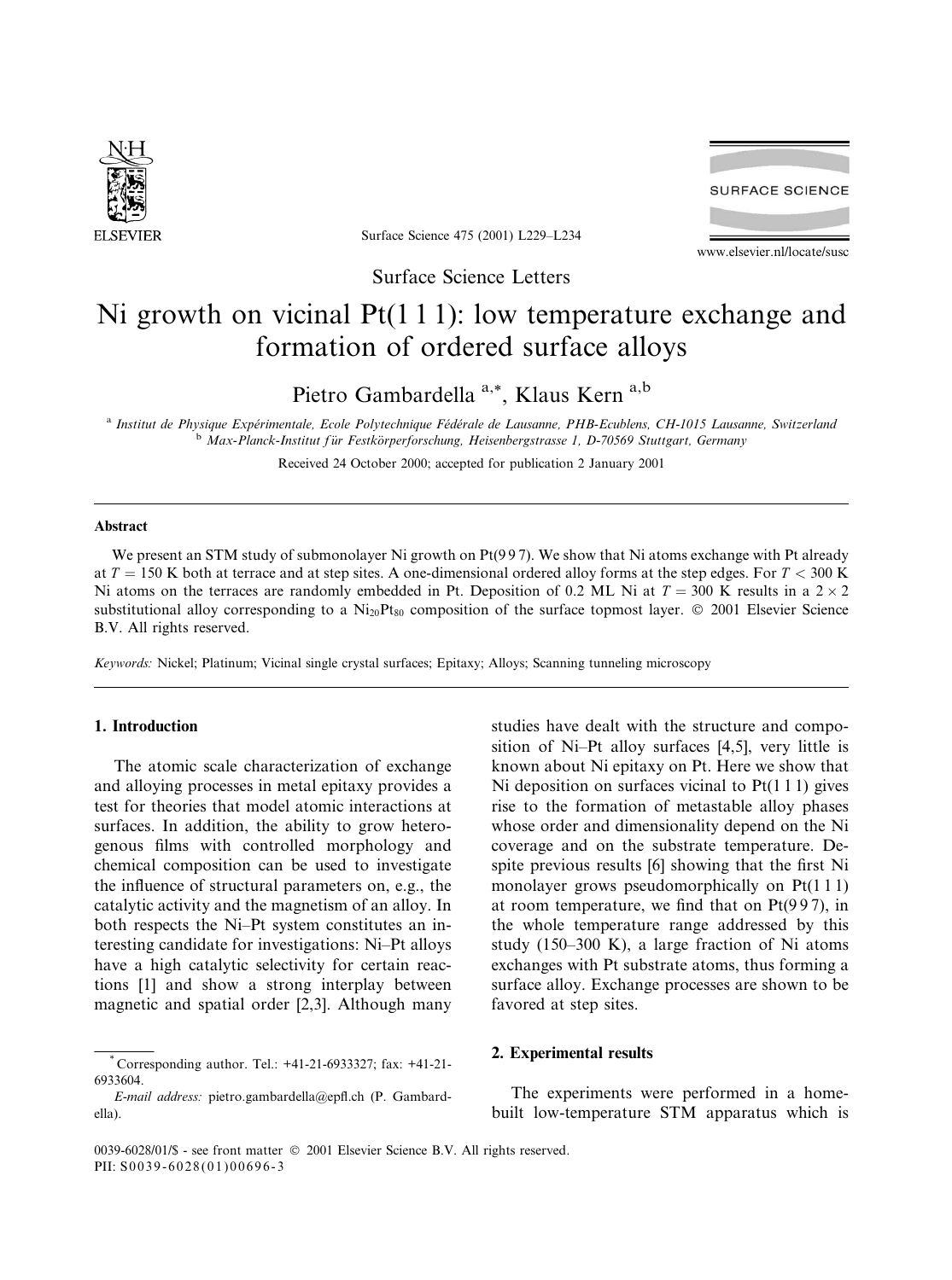Surface Science Letters

# Ni growth on vicinal Pt(1 1 1): low temperature exchange and formation of ordered surface alloys

Pietro Gambardella [a,*], Klaus Kern [a,b]

[a] *Institut de Physique Expérimentale, Ecole Polytechnique Fédérale de Lausanne, PHB-Ecublens, CH-1015 Lausanne, Switzerland*
[b] *Max-Planck-Institut für Festkörperforschung, Heisenbergstrasse 1, D-70569 Stuttgart, Germany*

Received 24 October 2000; accepted for publication 2 January 2001

## Abstract

We present an STM study of submonolayer Ni growth on Pt(9 9 7). We show that Ni atoms exchange with Pt already at $T = 150$ K both at terrace and at step sites. A one-dimensional ordered alloy forms at the step edges. For $T < 300$ K Ni atoms on the terraces are randomly embedded in Pt. Deposition of 0.2 ML Ni at $T = 300$ K results in a $2 \times 2$ substitutional alloy corresponding to a $Ni_{20}Pt_{80}$ composition of the surface topmost layer. © 2001 Elsevier Science B.V. All rights reserved.

*Keywords:* Nickel; Platinum; Vicinal single crystal surfaces; Epitaxy; Alloys; Scanning tunneling microscopy

## 1. Introduction

The atomic scale characterization of exchange and alloying processes in metal epitaxy provides a test for theories that model atomic interactions at surfaces. In addition, the ability to grow heterogenous films with controlled morphology and chemical composition can be used to investigate the influence of structural parameters on, e.g., the catalytic activity and the magnetism of an alloy. In both respects the Ni–Pt system constitutes an interesting candidate for investigations: Ni–Pt alloys have a high catalytic selectivity for certain reactions [1] and show a strong interplay between magnetic and spatial order [2,3]. Although many studies have dealt with the structure and composition of Ni–Pt alloy surfaces [4,5], very little is known about Ni epitaxy on Pt. Here we show that Ni deposition on surfaces vicinal to Pt(1 1 1) gives rise to the formation of metastable alloy phases whose order and dimensionality depend on the Ni coverage and on the substrate temperature. Despite previous results [6] showing that the first Ni monolayer grows pseudomorphically on Pt(1 1 1) at room temperature, we find that on Pt(9 9 7), in the whole temperature range addressed by this study (150–300 K), a large fraction of Ni atoms exchanges with Pt substrate atoms, thus forming a surface alloy. Exchange processes are shown to be favored at step sites.

## 2. Experimental results

The experiments were performed in a home-built low-temperature STM apparatus which is

---

[*] Corresponding author. Tel.: +41-21-6933327; fax: +41-21-6933604.
*E-mail address:* pietro.gambardella@epfl.ch (P. Gambardella).

0039-6028/01/$ - see front matter © 2001 Elsevier Science B.V. All rights reserved.
PII: S0039-6028(01)00696-3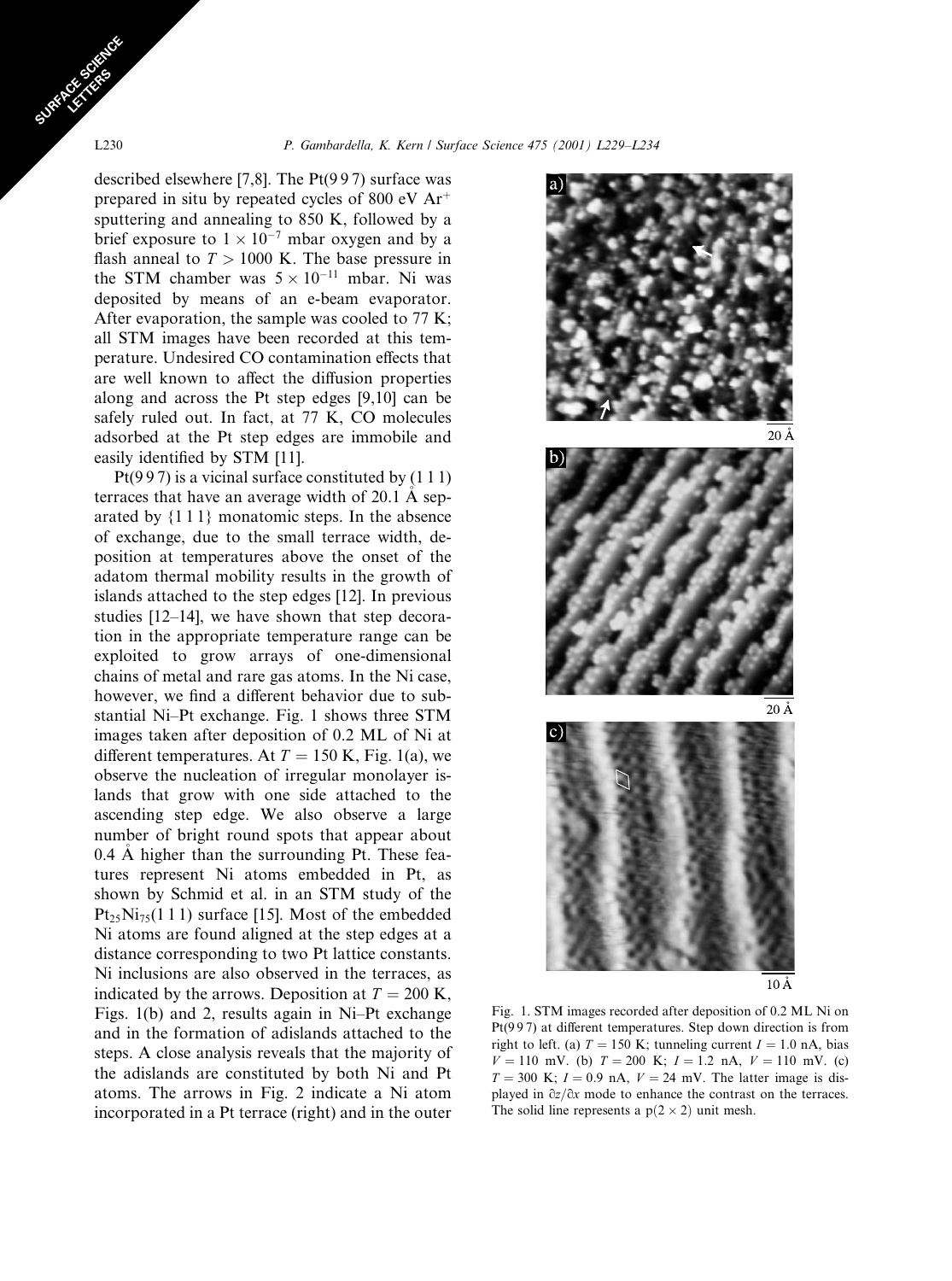described elsewhere [7,8]. The Pt(9 9 7) surface was prepared in situ by repeated cycles of 800 eV $Ar^+$ sputtering and annealing to 850 K, followed by a brief exposure to $1 \times 10^{-7}$ mbar oxygen and by a flash anneal to $T > 1000$ K. The base pressure in the STM chamber was $5 \times 10^{-11}$ mbar. Ni was deposited by means of an e-beam evaporator. After evaporation, the sample was cooled to 77 K; all STM images have been recorded at this temperature. Undesired CO contamination effects that are well known to affect the diffusion properties along and across the Pt step edges [9,10] can be safely ruled out. In fact, at 77 K, CO molecules adsorbed at the Pt step edges are immobile and easily identified by STM [11].

Pt(9 9 7) is a vicinal surface constituted by (1 1 1) terraces that have an average width of 20.1 Å separated by {1 1 1} monatomic steps. In the absence of exchange, due to the small terrace width, deposition at temperatures above the onset of the adatom thermal mobility results in the growth of islands attached to the step edges [12]. In previous studies [12–14], we have shown that step decoration in the appropriate temperature range can be exploited to grow arrays of one-dimensional chains of metal and rare gas atoms. In the Ni case, however, we find a different behavior due to substantial Ni–Pt exchange. Fig. 1 shows three STM images taken after deposition of 0.2 ML of Ni at different temperatures. At $T = 150$ K, Fig. 1(a), we observe the nucleation of irregular monolayer islands that grow with one side attached to the ascending step edge. We also observe a large number of bright round spots that appear about 0.4 Å higher than the surrounding Pt. These features represent Ni atoms embedded in Pt, as shown by Schmid et al. in an STM study of the $Pt_{25}Ni_{75}(1 1 1)$ surface [15]. Most of the embedded Ni atoms are found aligned at the step edges at a distance corresponding to two Pt lattice constants. Ni inclusions are also observed in the terraces, as indicated by the arrows. Deposition at $T = 200$ K, Figs. 1(b) and 2, results again in Ni–Pt exchange and in the formation of adislands attached to the steps. A close analysis reveals that the majority of the adislands are constituted by both Ni and Pt atoms. The arrows in Fig. 2 indicate a Ni atom incorporated in a Pt terrace (right) and in the outer

Fig. 1. STM images recorded after deposition of 0.2 ML Ni on Pt(9 9 7) at different temperatures. Step down direction is from right to left. (a) $T = 150$ K; tunneling current $I = 1.0$ nA, bias $V = 110$ mV. (b) $T = 200$ K; $I = 1.2$ nA, $V = 110$ mV. (c) $T = 300$ K; $I = 0.9$ nA, $V = 24$ mV. The latter image is displayed in $\partial z / \partial x$ mode to enhance the contrast on the terraces. The solid line represents a $p(2 \times 2)$ unit mesh.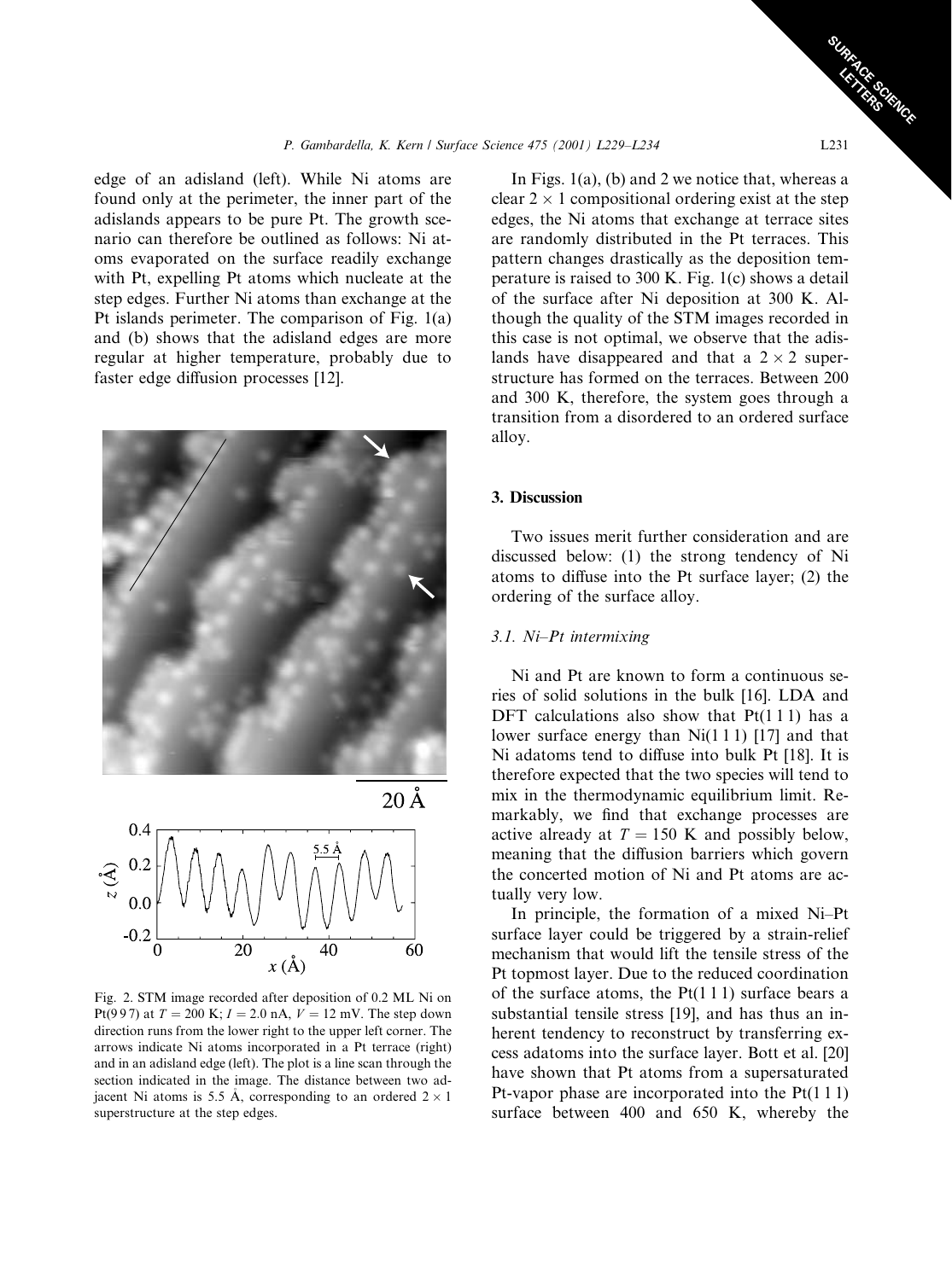edge of an adisland (left). While Ni atoms are found only at the perimeter, the inner part of the adislands appears to be pure Pt. The growth scenario can therefore be outlined as follows: Ni atoms evaporated on the surface readily exchange with Pt, expelling Pt atoms which nucleate at the step edges. Further Ni atoms than exchange at the Pt islands perimeter. The comparison of Fig. 1(a) and (b) shows that the adisland edges are more regular at higher temperature, probably due to faster edge diffusion processes [12].

Fig. 2. STM image recorded after deposition of 0.2 ML Ni on Pt(9 9 7) at $T = 200$ K; $I = 2.0$ nA, $V = 12$ mV. The step down direction runs from the lower right to the upper left corner. The arrows indicate Ni atoms incorporated in a Pt terrace (right) and in an adisland edge (left). The plot is a line scan through the section indicated in the image. The distance between two adjacent Ni atoms is 5.5 Å, corresponding to an ordered $2 \times 1$ superstructure at the step edges.

In Figs. 1(a), (b) and 2 we notice that, whereas a clear $2 \times 1$ compositional ordering exist at the step edges, the Ni atoms that exchange at terrace sites are randomly distributed in the Pt terraces. This pattern changes drastically as the deposition temperature is raised to 300 K. Fig. 1(c) shows a detail of the surface after Ni deposition at 300 K. Although the quality of the STM images recorded in this case is not optimal, we observe that the adislands have disappeared and that a $2 \times 2$ superstructure has formed on the terraces. Between 200 and 300 K, therefore, the system goes through a transition from a disordered to an ordered surface alloy.

## 3. Discussion

Two issues merit further consideration and are discussed below: (1) the strong tendency of Ni atoms to diffuse into the Pt surface layer; (2) the ordering of the surface alloy.

### 3.1. Ni–Pt intermixing

Ni and Pt are known to form a continuous series of solid solutions in the bulk [16]. LDA and DFT calculations also show that Pt(1 1 1) has a lower surface energy than Ni(1 1 1) [17] and that Ni adatoms tend to diffuse into bulk Pt [18]. It is therefore expected that the two species will tend to mix in the thermodynamic equilibrium limit. Remarkably, we find that exchange processes are active already at $T = 150$ K and possibly below, meaning that the diffusion barriers which govern the concerted motion of Ni and Pt atoms are actually very low.

In principle, the formation of a mixed Ni–Pt surface layer could be triggered by a strain-relief mechanism that would lift the tensile stress of the Pt topmost layer. Due to the reduced coordination of the surface atoms, the Pt(1 1 1) surface bears a substantial tensile stress [19], and has thus an inherent tendency to reconstruct by transferring excess adatoms into the surface layer. Bott et al. [20] have shown that Pt atoms from a supersaturated Pt-vapor phase are incorporated into the Pt(1 1 1) surface between 400 and 650 K, whereby the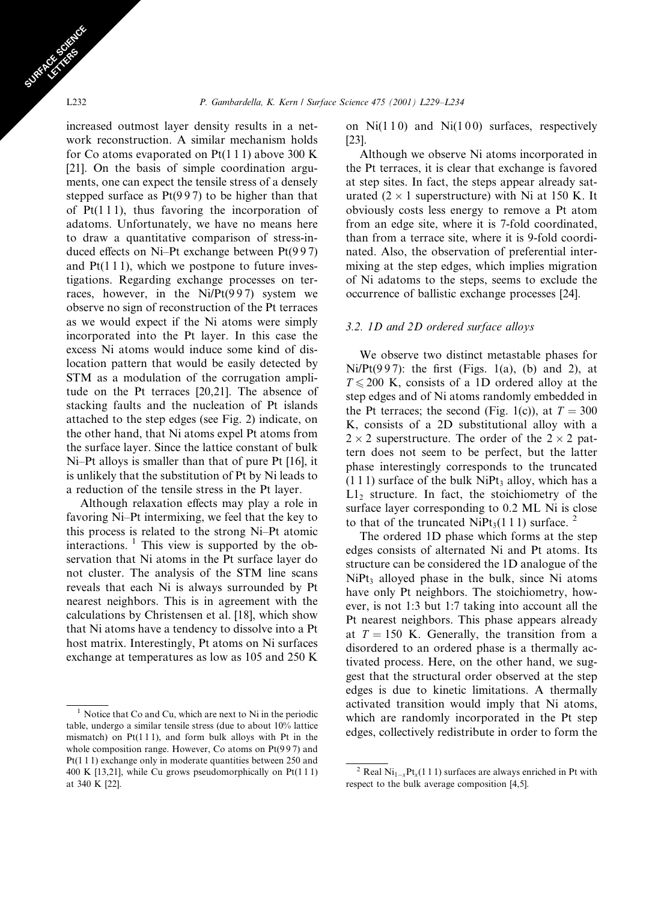increased outmost layer density results in a network reconstruction. A similar mechanism holds for Co atoms evaporated on Pt(1 1 1) above 300 K [21]. On the basis of simple coordination arguments, one can expect the tensile stress of a densely stepped surface as Pt(9 9 7) to be higher than that of Pt(1 1 1), thus favoring the incorporation of adatoms. Unfortunately, we have no means here to draw a quantitative comparison of stress-induced effects on Ni–Pt exchange between Pt(9 9 7) and Pt(1 1 1), which we postpone to future investigations. Regarding exchange processes on terraces, however, in the Ni/Pt(9 9 7) system we observe no sign of reconstruction of the Pt terraces as we would expect if the Ni atoms were simply incorporated into the Pt layer. In this case the excess Ni atoms would induce some kind of dislocation pattern that would be easily detected by STM as a modulation of the corrugation amplitude on the Pt terraces [20,21]. The absence of stacking faults and the nucleation of Pt islands attached to the step edges (see Fig. 2) indicate, on the other hand, that Ni atoms expel Pt atoms from the surface layer. Since the lattice constant of bulk Ni–Pt alloys is smaller than that of pure Pt [16], it is unlikely that the substitution of Pt by Ni leads to a reduction of the tensile stress in the Pt layer.

Although relaxation effects may play a role in favoring Ni–Pt intermixing, we feel that the key to this process is related to the strong Ni–Pt atomic interactions. [1] This view is supported by the observation that Ni atoms in the Pt surface layer do not cluster. The analysis of the STM line scans reveals that each Ni is always surrounded by Pt nearest neighbors. This is in agreement with the calculations by Christensen et al. [18], which show that Ni atoms have a tendency to dissolve into a Pt host matrix. Interestingly, Pt atoms on Ni surfaces exchange at temperatures as low as 105 and 250 K on Ni(1 1 0) and Ni(1 0 0) surfaces, respectively [23].

Although we observe Ni atoms incorporated in the Pt terraces, it is clear that exchange is favored at step sites. In fact, the steps appear already saturated ($2 \times 1$ superstructure) with Ni at 150 K. It obviously costs less energy to remove a Pt atom from an edge site, where it is 7-fold coordinated, than from a terrace site, where it is 9-fold coordinated. Also, the observation of preferential intermixing at the step edges, which implies migration of Ni adatoms to the steps, seems to exclude the occurrence of ballistic exchange processes [24].

### 3.2. 1D and 2D ordered surface alloys

We observe two distinct metastable phases for Ni/Pt(9 9 7): the first (Figs. 1(a), (b) and 2), at $T \leqslant 200$ K, consists of a 1D ordered alloy at the step edges and of Ni atoms randomly embedded in the Pt terraces; the second (Fig. 1(c)), at $T = 300$ K, consists of a 2D substitutional alloy with a $2 \times 2$ superstructure. The order of the $2 \times 2$ pattern does not seem to be perfect, but the latter phase interestingly corresponds to the truncated (1 1 1) surface of the bulk $NiPt_3$ alloy, which has a $L1_2$ structure. In fact, the stoichiometry of the surface layer corresponding to 0.2 ML Ni is close to that of the truncated $NiPt_3$(1 1 1) surface. [2]

The ordered 1D phase which forms at the step edges consists of alternated Ni and Pt atoms. Its structure can be considered the 1D analogue of the $NiPt_3$ alloyed phase in the bulk, since Ni atoms have only Pt neighbors. The stoichiometry, however, is not 1:3 but 1:7 taking into account all the Pt nearest neighbors. This phase appears already at $T = 150$ K. Generally, the transition from a disordered to an ordered phase is a thermally activated process. Here, on the other hand, we suggest that the structural order observed at the step edges is due to kinetic limitations. A thermally activated transition would imply that Ni atoms, which are randomly incorporated in the Pt step edges, collectively redistribute in order to form the

---

[1] Notice that Co and Cu, which are next to Ni in the periodic table, undergo a similar tensile stress (due to about 10% lattice mismatch) on Pt(1 1 1), and form bulk alloys with Pt in the whole composition range. However, Co atoms on Pt(9 9 7) and Pt(1 1 1) exchange only in moderate quantities between 250 and 400 K [13,21], while Cu grows pseudomorphically on Pt(1 1 1) at 340 K [22].

[2] Real $Ni_{1-x}Pt_x$(1 1 1) surfaces are always enriched in Pt with respect to the bulk average composition [4,5].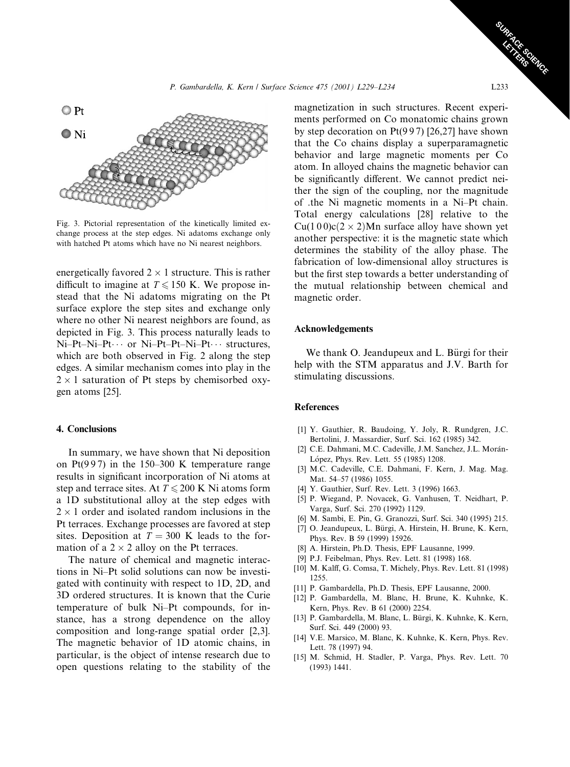Fig. 3. Pictorial representation of the kinetically limited exchange process at the step edges. Ni adatoms exchange only with hatched Pt atoms which have no Ni nearest neighbors.

energetically favored $2 \times 1$ structure. This is rather difficult to imagine at $T \leqslant 150$ K. We propose instead that the Ni adatoms migrating on the Pt surface explore the step sites and exchange only where no other Ni nearest neighbors are found, as depicted in Fig. 3. This process naturally leads to Ni–Pt–Ni–Pt··· or Ni–Pt–Pt–Ni–Pt··· structures, which are both observed in Fig. 2 along the step edges. A similar mechanism comes into play in the $2 \times 1$ saturation of Pt steps by chemisorbed oxygen atoms [25].

## 4. Conclusions

In summary, we have shown that Ni deposition on Pt(9 9 7) in the 150–300 K temperature range results in significant incorporation of Ni atoms at step and terrace sites. At $T \leqslant 200$ K Ni atoms form a 1D substitutional alloy at the step edges with $2 \times 1$ order and isolated random inclusions in the Pt terraces. Exchange processes are favored at step sites. Deposition at $T = 300$ K leads to the formation of a $2 \times 2$ alloy on the Pt terraces.

The nature of chemical and magnetic interactions in Ni–Pt solid solutions can now be investigated with continuity with respect to 1D, 2D, and 3D ordered structures. It is known that the Curie temperature of bulk Ni–Pt compounds, for instance, has a strong dependence on the alloy composition and long-range spatial order [2,3]. The magnetic behavior of 1D atomic chains, in particular, is the object of intense research due to open questions relating to the stability of the magnetization in such structures. Recent experiments performed on Co monatomic chains grown by step decoration on Pt(9 9 7) [26,27] have shown that the Co chains display a superparamagnetic behavior and large magnetic moments per Co atom. In alloyed chains the magnetic behavior can be significantly different. We cannot predict neither the sign of the coupling, nor the magnitude of .the Ni magnetic moments in a Ni–Pt chain. Total energy calculations [28] relative to the Cu(1 0 0)c($2 \times 2$)Mn surface alloy have shown yet another perspective: it is the magnetic state which determines the stability of the alloy phase. The fabrication of low-dimensional alloy structures is but the first step towards a better understanding of the mutual relationship between chemical and magnetic order.

## Acknowledgements

We thank O. Jeandupeux and L. Bürgi for their help with the STM apparatus and J.V. Barth for stimulating discussions.

## References

[1] Y. Gauthier, R. Baudoing, Y. Joly, R. Rundgren, J.C. Bertolini, J. Massardier, Surf. Sci. 162 (1985) 342.
[2] C.E. Dahmani, M.C. Cadeville, J.M. Sanchez, J.L. Morán-López, Phys. Rev. Lett. 55 (1985) 1208.
[3] M.C. Cadeville, C.E. Dahmani, F. Kern, J. Mag. Mag. Mat. 54–57 (1986) 1055.
[4] Y. Gauthier, Surf. Rev. Lett. 3 (1996) 1663.
[5] P. Wiegand, P. Novacek, G. Vanhusen, T. Neidhart, P. Varga, Surf. Sci. 270 (1992) 1129.
[6] M. Sambi, E. Pin, G. Granozzi, Surf. Sci. 340 (1995) 215.
[7] O. Jeandupeux, L. Bürgi, A. Hirstein, H. Brune, K. Kern, Phys. Rev. B 59 (1999) 15926.
[8] A. Hirstein, Ph.D. Thesis, EPF Lausanne, 1999.
[9] P.J. Feibelman, Phys. Rev. Lett. 81 (1998) 168.
[10] M. Kalff, G. Comsa, T. Michely, Phys. Rev. Lett. 81 (1998) 1255.
[11] P. Gambardella, Ph.D. Thesis, EPF Lausanne, 2000.
[12] P. Gambardella, M. Blanc, H. Brune, K. Kuhnke, K. Kern, Phys. Rev. B 61 (2000) 2254.
[13] P. Gambardella, M. Blanc, L. Bürgi, K. Kuhnke, K. Kern, Surf. Sci. 449 (2000) 93.
[14] V.E. Marsico, M. Blanc, K. Kuhnke, K. Kern, Phys. Rev. Lett. 78 (1997) 94.
[15] M. Schmid, H. Stadler, P. Varga, Phys. Rev. Lett. 70 (1993) 1441.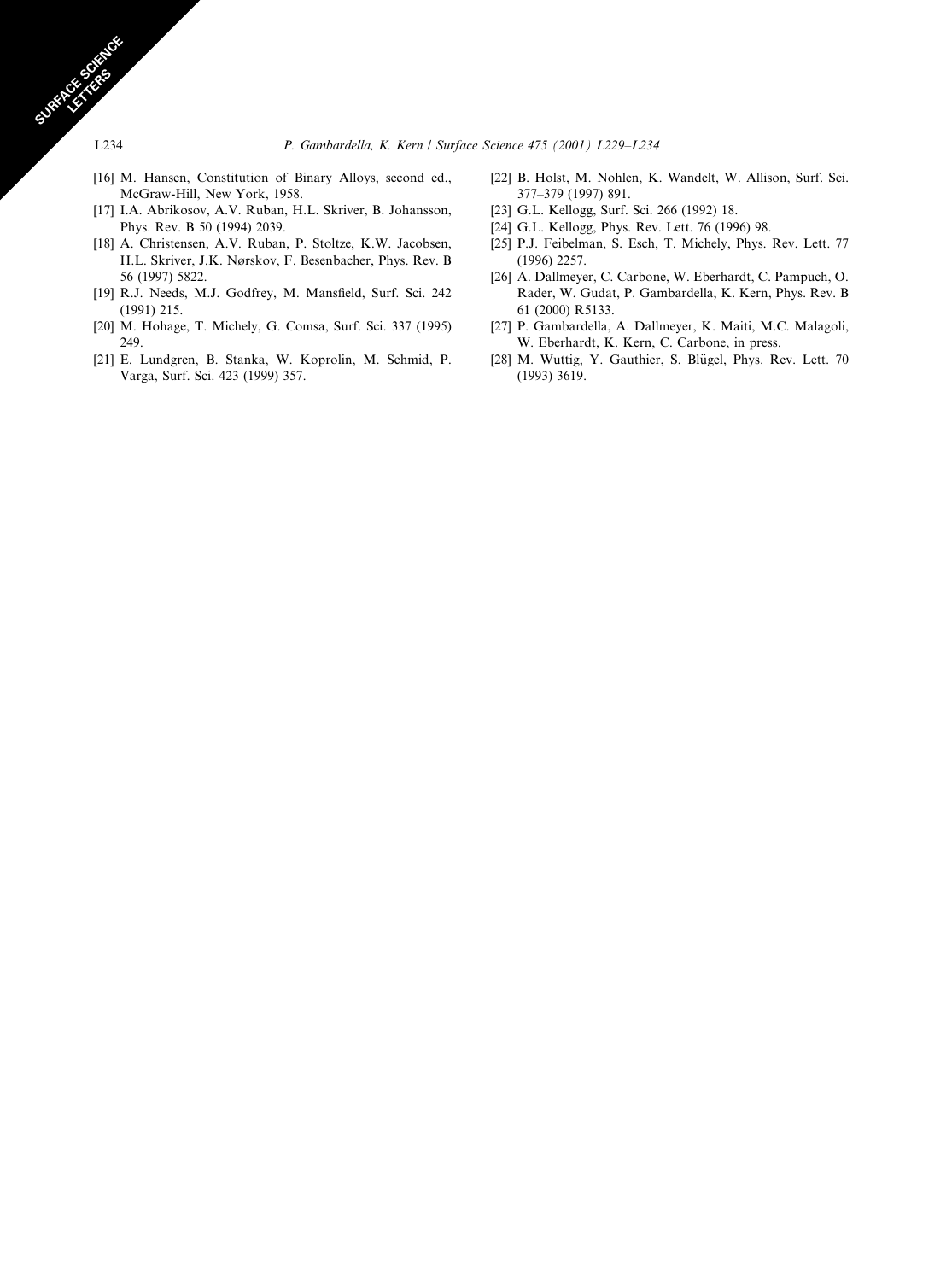[16] M. Hansen, Constitution of Binary Alloys, second ed., McGraw-Hill, New York, 1958.

[17] I.A. Abrikosov, A.V. Ruban, H.L. Skriver, B. Johansson, Phys. Rev. B 50 (1994) 2039.

[18] A. Christensen, A.V. Ruban, P. Stoltze, K.W. Jacobsen, H.L. Skriver, J.K. Nørskov, F. Besenbacher, Phys. Rev. B 56 (1997) 5822.

[19] R.J. Needs, M.J. Godfrey, M. Mansfield, Surf. Sci. 242 (1991) 215.

[20] M. Hohage, T. Michely, G. Comsa, Surf. Sci. 337 (1995) 249.

[21] E. Lundgren, B. Stanka, W. Koprolin, M. Schmid, P. Varga, Surf. Sci. 423 (1999) 357.

[22] B. Holst, M. Nohlen, K. Wandelt, W. Allison, Surf. Sci. 377–379 (1997) 891.

[23] G.L. Kellogg, Surf. Sci. 266 (1992) 18.

[24] G.L. Kellogg, Phys. Rev. Lett. 76 (1996) 98.

[25] P.J. Feibelman, S. Esch, T. Michely, Phys. Rev. Lett. 77 (1996) 2257.

[26] A. Dallmeyer, C. Carbone, W. Eberhardt, C. Pampuch, O. Rader, W. Gudat, P. Gambardella, K. Kern, Phys. Rev. B 61 (2000) R5133.

[27] P. Gambardella, A. Dallmeyer, K. Maiti, M.C. Malagoli, W. Eberhardt, K. Kern, C. Carbone, in press.

[28] M. Wuttig, Y. Gauthier, S. Blügel, Phys. Rev. Lett. 70 (1993) 3619.